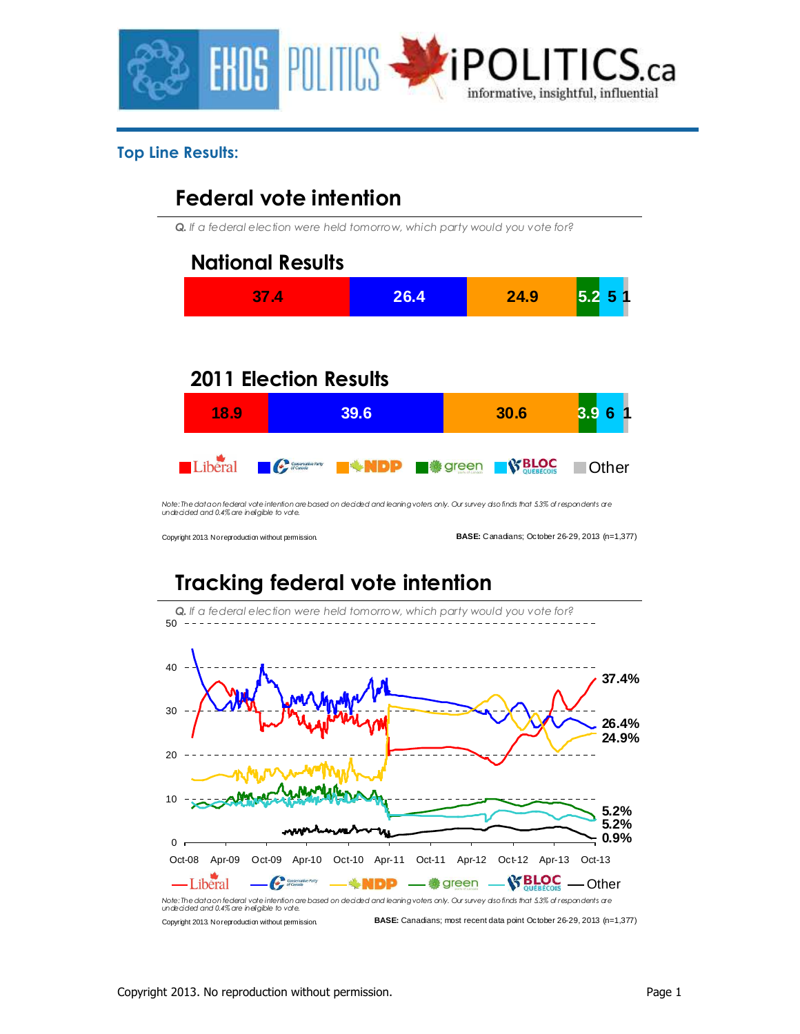## Top Line Results:

### Federal vote intention

*Q. If a federal election were held tomorrow, which party would you vote for?*

#### National Results

| Liberal | Conservative | NDP | Green | Bloc Québécois | Other |
|---|---|---|---|---|---|
| 37.4 | 26.4 | 24.9 | 5.2 | 5 | 1 |

#### 2011 Election Results

| Liberal | Conservative | NDP | Green | Bloc Québécois | Other |
|---|---|---|---|---|---|
| 18.9 | 39.6 | 30.6 | 3.9 | 6 | 1 |

*Note: The data on federal vote intention are based on decided and leaning voters only. Our survey also finds that 5.3% of respondents are undecided and 0.4% are ineligible to vote.*

Copyright 2013. No reproduction without permission.

**BASE:** Canadians; October 26-29, 2013 (n=1,377)

### Tracking federal vote intention

*Q. If a federal election were held tomorrow, which party would you vote for?*

Most recent values: Liberal 37.4%; Conservative 26.4%; NDP 24.9%; Green 5.2%; Bloc Québécois 5.2%; Other 0.9%

X-axis: Oct-08, Apr-09, Oct-09, Apr-10, Oct-10, Apr-11, Oct-11, Apr-12, Oct-12, Apr-13, Oct-13. Y-axis: 0, 10, 20, 30, 40, 50.

Legend: Liberal, Conservative, NDP, green, BLOC QUÉBÉCOIS, Other

*Note: The data on federal vote intention are based on decided and leaning voters only. Our survey also finds that 5.3% of respondents are undecided and 0.4% are ineligible to vote.*

Copyright 2013. No reproduction without permission.

**BASE:** Canadians; most recent data point October 26-29, 2013 (n=1,377)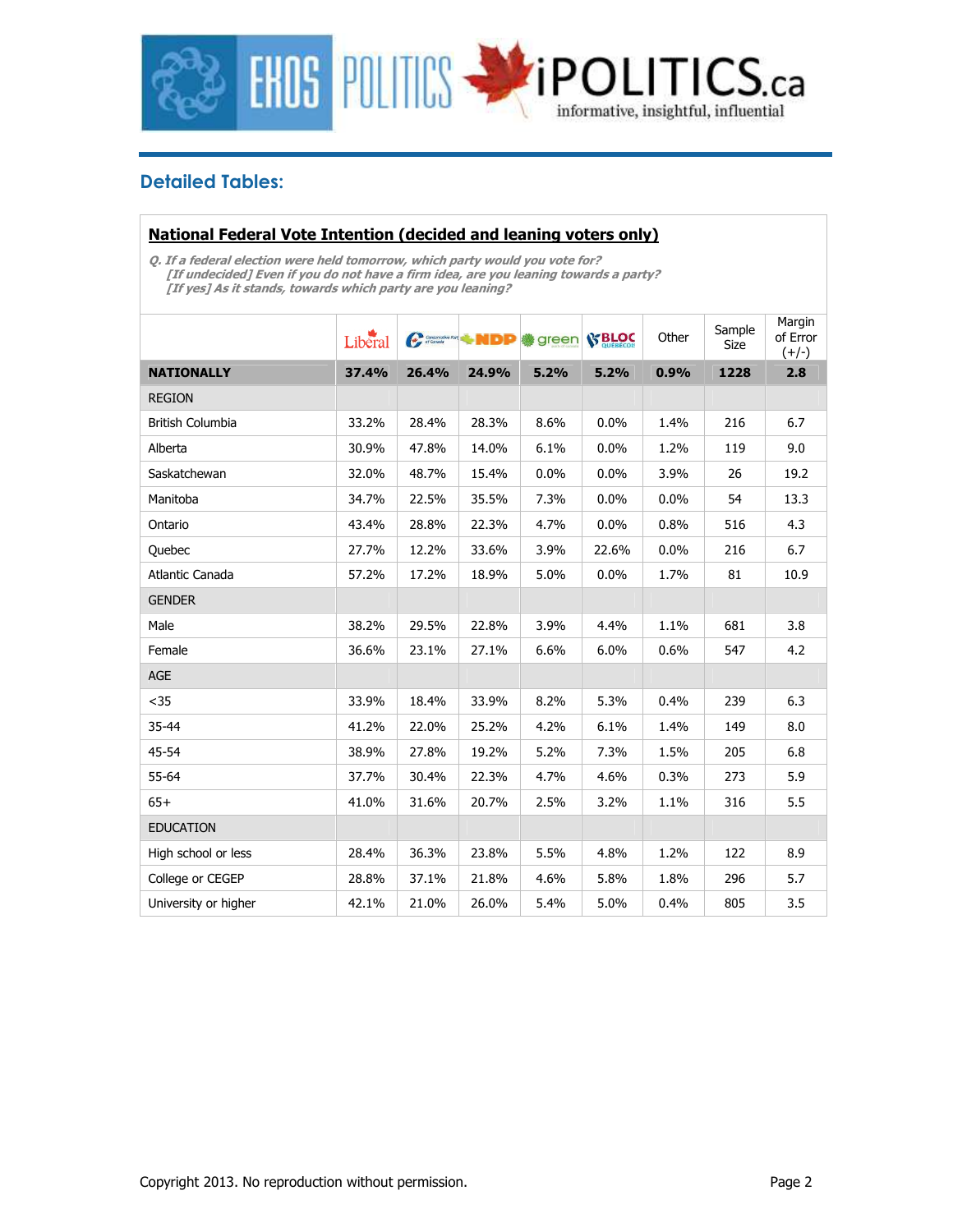## Detailed Tables:

**National Federal Vote Intention (decided and leaning voters only)**

*Q. If a federal election were held tomorrow, which party would you vote for?*
*[If undecided] Even if you do not have a firm idea, are you leaning towards a party?*
*[If yes] As it stands, towards which party are you leaning?*

| | Liberal | Conservative | NDP | green | BLOC | Other | Sample Size | Margin of Error (+/-) |
|---|---|---|---|---|---|---|---|---|
| **NATIONALLY** | **37.4%** | **26.4%** | **24.9%** | **5.2%** | **5.2%** | **0.9%** | **1228** | **2.8** |
| REGION | | | | | | | | |
| British Columbia | 33.2% | 28.4% | 28.3% | 8.6% | 0.0% | 1.4% | 216 | 6.7 |
| Alberta | 30.9% | 47.8% | 14.0% | 6.1% | 0.0% | 1.2% | 119 | 9.0 |
| Saskatchewan | 32.0% | 48.7% | 15.4% | 0.0% | 0.0% | 3.9% | 26 | 19.2 |
| Manitoba | 34.7% | 22.5% | 35.5% | 7.3% | 0.0% | 0.0% | 54 | 13.3 |
| Ontario | 43.4% | 28.8% | 22.3% | 4.7% | 0.0% | 0.8% | 516 | 4.3 |
| Quebec | 27.7% | 12.2% | 33.6% | 3.9% | 22.6% | 0.0% | 216 | 6.7 |
| Atlantic Canada | 57.2% | 17.2% | 18.9% | 5.0% | 0.0% | 1.7% | 81 | 10.9 |
| GENDER | | | | | | | | |
| Male | 38.2% | 29.5% | 22.8% | 3.9% | 4.4% | 1.1% | 681 | 3.8 |
| Female | 36.6% | 23.1% | 27.1% | 6.6% | 6.0% | 0.6% | 547 | 4.2 |
| AGE | | | | | | | | |
| <35 | 33.9% | 18.4% | 33.9% | 8.2% | 5.3% | 0.4% | 239 | 6.3 |
| 35-44 | 41.2% | 22.0% | 25.2% | 4.2% | 6.1% | 1.4% | 149 | 8.0 |
| 45-54 | 38.9% | 27.8% | 19.2% | 5.2% | 7.3% | 1.5% | 205 | 6.8 |
| 55-64 | 37.7% | 30.4% | 22.3% | 4.7% | 4.6% | 0.3% | 273 | 5.9 |
| 65+ | 41.0% | 31.6% | 20.7% | 2.5% | 3.2% | 1.1% | 316 | 5.5 |
| EDUCATION | | | | | | | | |
| High school or less | 28.4% | 36.3% | 23.8% | 5.5% | 4.8% | 1.2% | 122 | 8.9 |
| College or CEGEP | 28.8% | 37.1% | 21.8% | 4.6% | 5.8% | 1.8% | 296 | 5.7 |
| University or higher | 42.1% | 21.0% | 26.0% | 5.4% | 5.0% | 0.4% | 805 | 3.5 |

Copyright 2013. No reproduction without permission.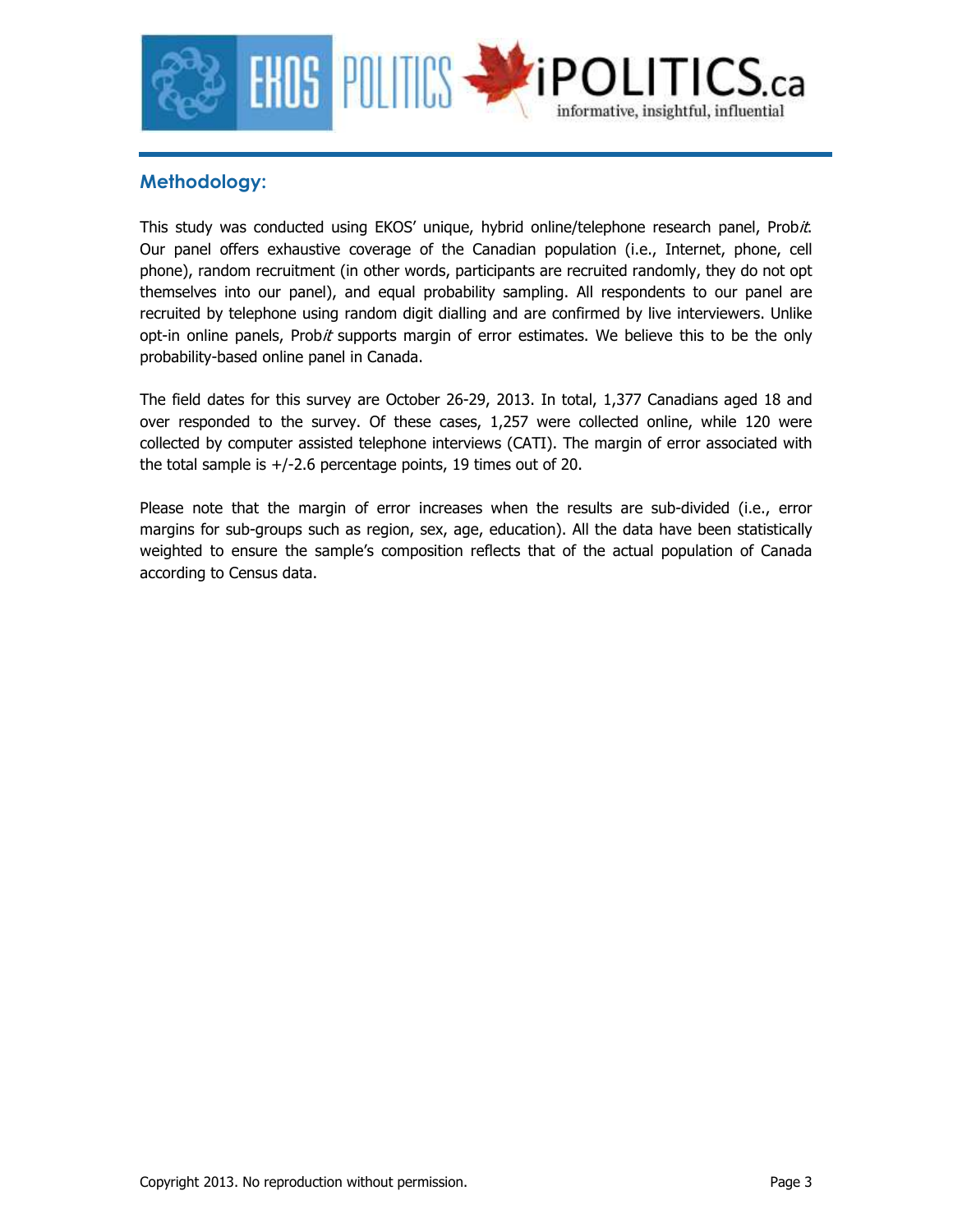## Methodology:

This study was conducted using EKOS' unique, hybrid online/telephone research panel, Prob*it*. Our panel offers exhaustive coverage of the Canadian population (i.e., Internet, phone, cell phone), random recruitment (in other words, participants are recruited randomly, they do not opt themselves into our panel), and equal probability sampling. All respondents to our panel are recruited by telephone using random digit dialling and are confirmed by live interviewers. Unlike opt-in online panels, Prob*it* supports margin of error estimates. We believe this to be the only probability-based online panel in Canada.

The field dates for this survey are October 26-29, 2013. In total, 1,377 Canadians aged 18 and over responded to the survey. Of these cases, 1,257 were collected online, while 120 were collected by computer assisted telephone interviews (CATI). The margin of error associated with the total sample is +/-2.6 percentage points, 19 times out of 20.

Please note that the margin of error increases when the results are sub-divided (i.e., error margins for sub-groups such as region, sex, age, education). All the data have been statistically weighted to ensure the sample's composition reflects that of the actual population of Canada according to Census data.

Copyright 2013. No reproduction without permission.